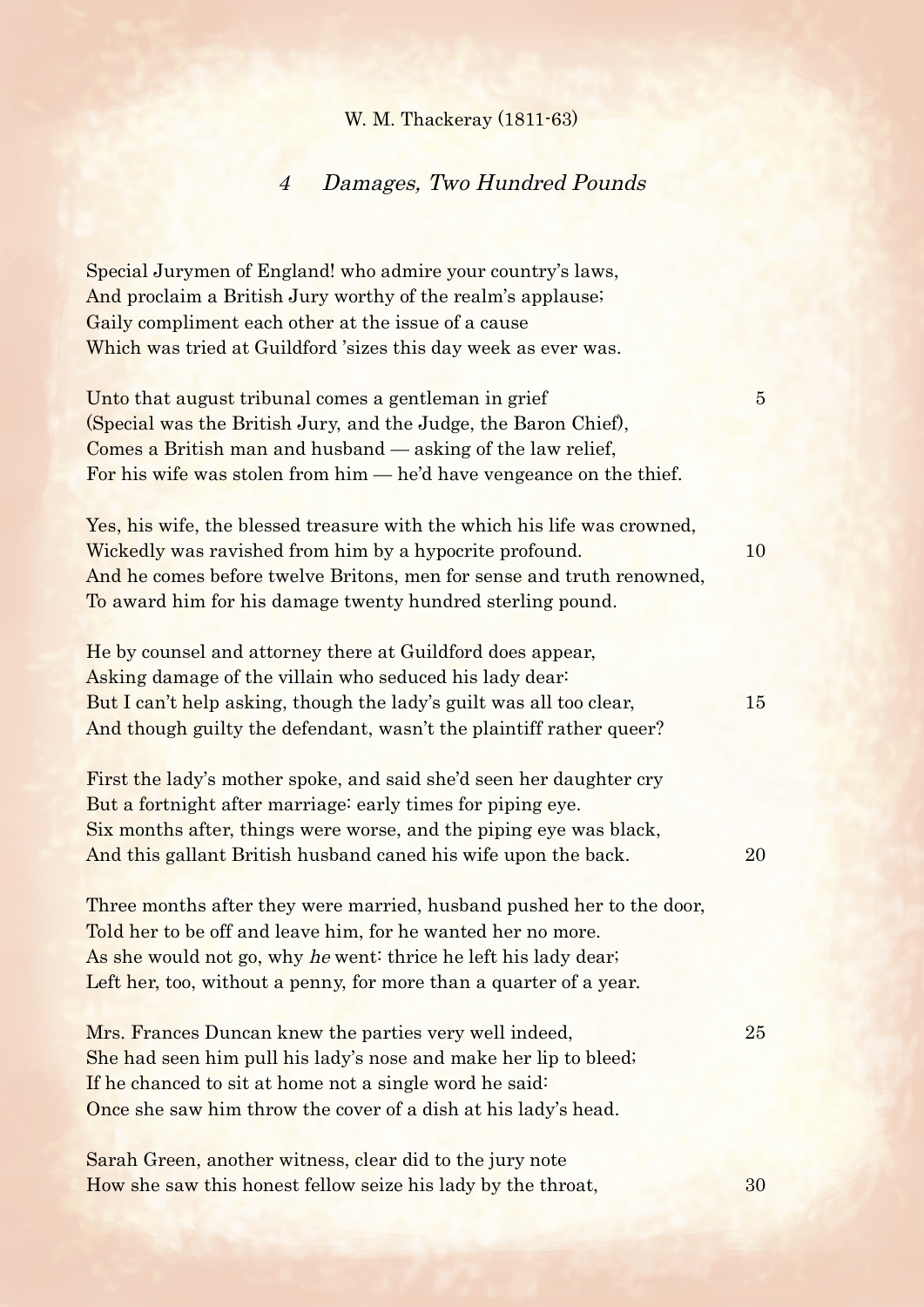W. M. Thackeray (1811-63)

## *4 Damages, Two Hundred Pounds*

Special Jurymen of England! who admire your country's laws,  
And proclaim a British Jury worthy of the realm's applause;  
Gaily compliment each other at the issue of a cause  
Which was tried at Guildford 'sizes this day week as ever was.

Unto that august tribunal comes a gentleman in grief 5  
(Special was the British Jury, and the Judge, the Baron Chief),  
Comes a British man and husband — asking of the law relief,  
For his wife was stolen from him — he'd have vengeance on the thief.

Yes, his wife, the blessed treasure with the which his life was crowned,  
Wickedly was ravished from him by a hypocrite profound. 10  
And he comes before twelve Britons, men for sense and truth renowned,  
To award him for his damage twenty hundred sterling pound.

He by counsel and attorney there at Guildford does appear,  
Asking damage of the villain who seduced his lady dear:  
But I can't help asking, though the lady's guilt was all too clear, 15  
And though guilty the defendant, wasn't the plaintiff rather queer?

First the lady's mother spoke, and said she'd seen her daughter cry  
But a fortnight after marriage: early times for piping eye.  
Six months after, things were worse, and the piping eye was black,  
And this gallant British husband caned his wife upon the back. 20

Three months after they were married, husband pushed her to the door,  
Told her to be off and leave him, for he wanted her no more.  
As she would not go, why *he* went: thrice he left his lady dear;  
Left her, too, without a penny, for more than a quarter of a year.

Mrs. Frances Duncan knew the parties very well indeed, 25  
She had seen him pull his lady's nose and make her lip to bleed;  
If he chanced to sit at home not a single word he said:  
Once she saw him throw the cover of a dish at his lady's head.

Sarah Green, another witness, clear did to the jury note  
How she saw this honest fellow seize his lady by the throat, 30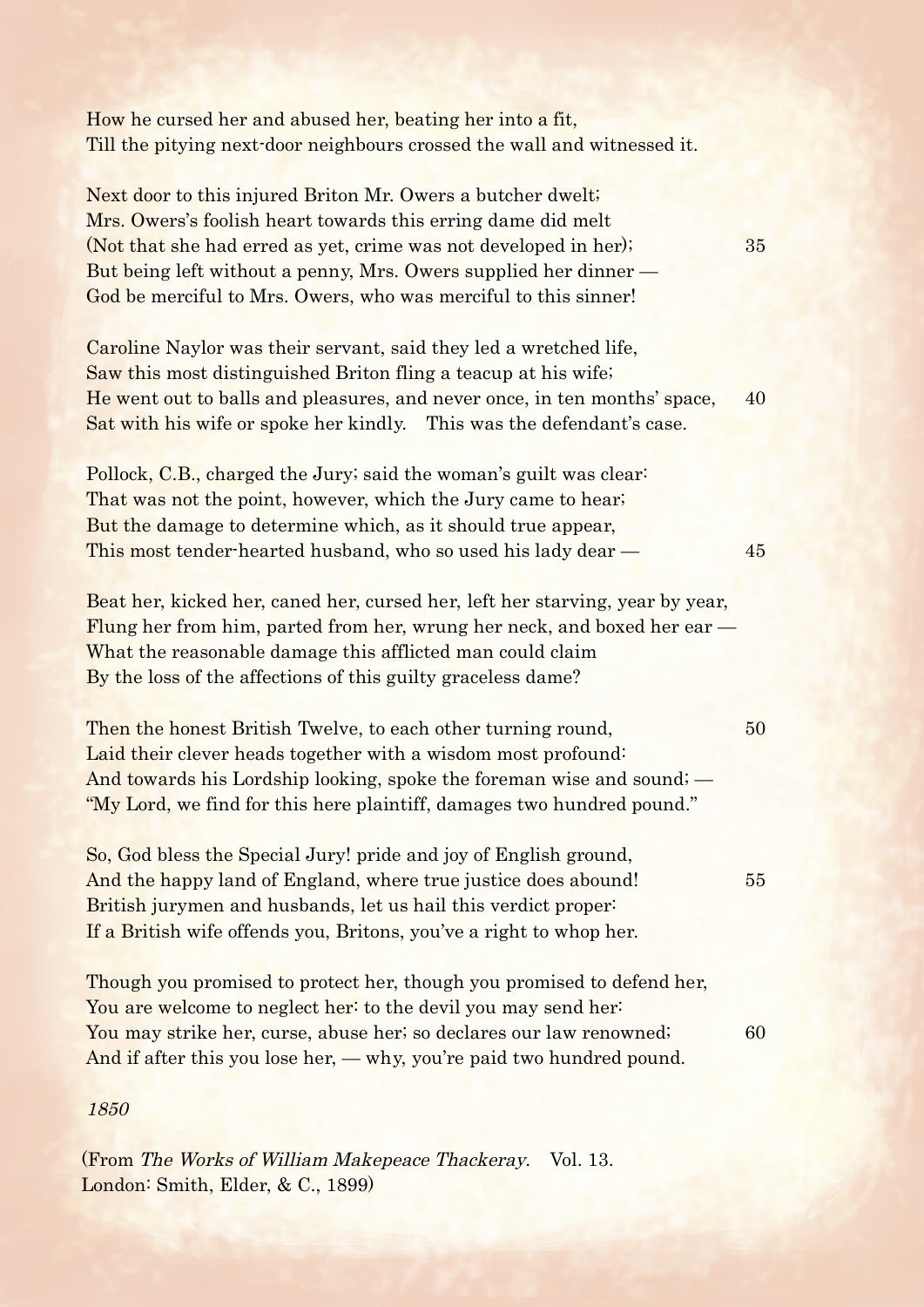How he cursed her and abused her, beating her into a fit,
Till the pitying next-door neighbours crossed the wall and witnessed it.

Next door to this injured Briton Mr. Owers a butcher dwelt;
Mrs. Owers's foolish heart towards this erring dame did melt
(Not that she had erred as yet, crime was not developed in her); 35
But being left without a penny, Mrs. Owers supplied her dinner —
God be merciful to Mrs. Owers, who was merciful to this sinner!

Caroline Naylor was their servant, said they led a wretched life,
Saw this most distinguished Briton fling a teacup at his wife;
He went out to balls and pleasures, and never once, in ten months' space, 40
Sat with his wife or spoke her kindly. This was the defendant's case.

Pollock, C.B., charged the Jury; said the woman's guilt was clear:
That was not the point, however, which the Jury came to hear;
But the damage to determine which, as it should true appear,
This most tender-hearted husband, who so used his lady dear — 45

Beat her, kicked her, caned her, cursed her, left her starving, year by year,
Flung her from him, parted from her, wrung her neck, and boxed her ear —
What the reasonable damage this afflicted man could claim
By the loss of the affections of this guilty graceless dame?

Then the honest British Twelve, to each other turning round, 50
Laid their clever heads together with a wisdom most profound:
And towards his Lordship looking, spoke the foreman wise and sound; —
"My Lord, we find for this here plaintiff, damages two hundred pound."

So, God bless the Special Jury! pride and joy of English ground,
And the happy land of England, where true justice does abound! 55
British jurymen and husbands, let us hail this verdict proper:
If a British wife offends you, Britons, you've a right to whop her.

Though you promised to protect her, though you promised to defend her,
You are welcome to neglect her: to the devil you may send her:
You may strike her, curse, abuse her; so declares our law renowned; 60
And if after this you lose her, — why, you're paid two hundred pound.

*1850*

(From *The Works of William Makepeace Thackeray*. Vol. 13.
London: Smith, Elder, & C., 1899)